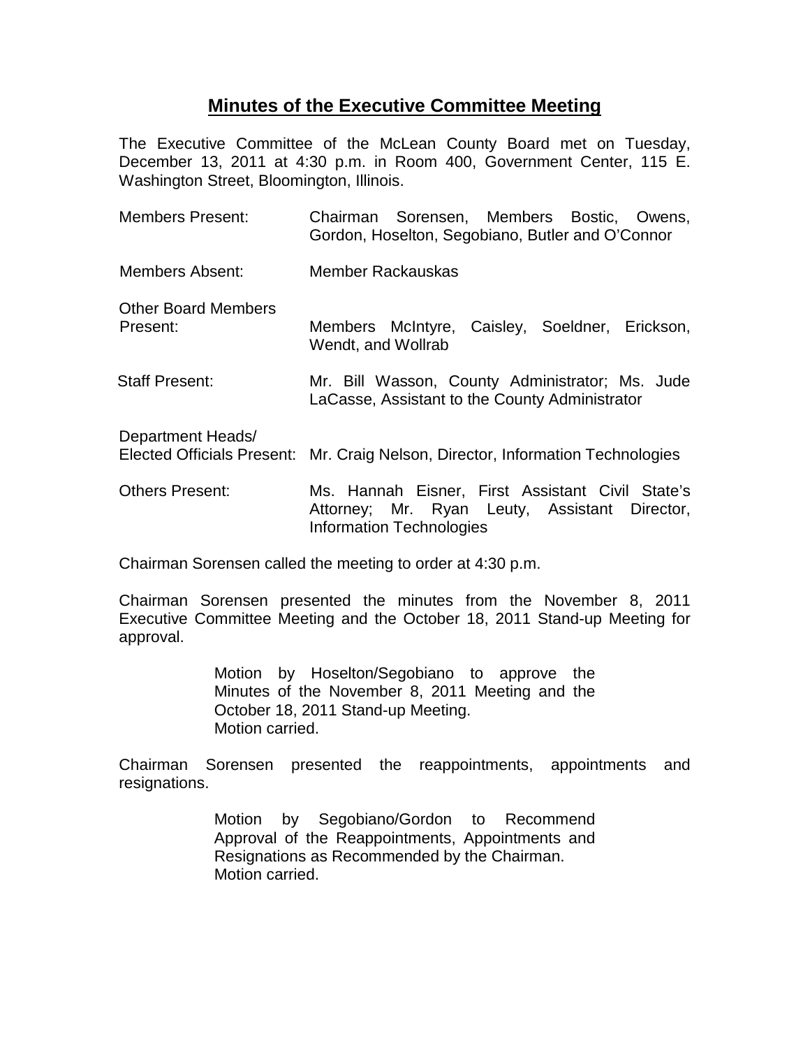# Minutes of the Executive Committee Meeting

The Executive Committee of the McLean County Board met on Tuesday, December 13, 2011 at 4:30 p.m. in Room 400, Government Center, 115 E. Washington Street, Bloomington, Illinois.

| | |
|---|---|
| Members Present: | Chairman Sorensen, Members Bostic, Owens, Gordon, Hoselton, Segobiano, Butler and O'Connor |
| Members Absent: | Member Rackauskas |
| Other Board Members Present: | Members McIntyre, Caisley, Soeldner, Erickson, Wendt, and Wollrab |
| Staff Present: | Mr. Bill Wasson, County Administrator; Ms. Jude LaCasse, Assistant to the County Administrator |
| Department Heads/ Elected Officials Present: | Mr. Craig Nelson, Director, Information Technologies |
| Others Present: | Ms. Hannah Eisner, First Assistant Civil State's Attorney; Mr. Ryan Leuty, Assistant Director, Information Technologies |

Chairman Sorensen called the meeting to order at 4:30 p.m.

Chairman Sorensen presented the minutes from the November 8, 2011 Executive Committee Meeting and the October 18, 2011 Stand-up Meeting for approval.

> Motion by Hoselton/Segobiano to approve the Minutes of the November 8, 2011 Meeting and the October 18, 2011 Stand-up Meeting.
> Motion carried.

Chairman Sorensen presented the reappointments, appointments and resignations.

> Motion by Segobiano/Gordon to Recommend Approval of the Reappointments, Appointments and Resignations as Recommended by the Chairman.
> Motion carried.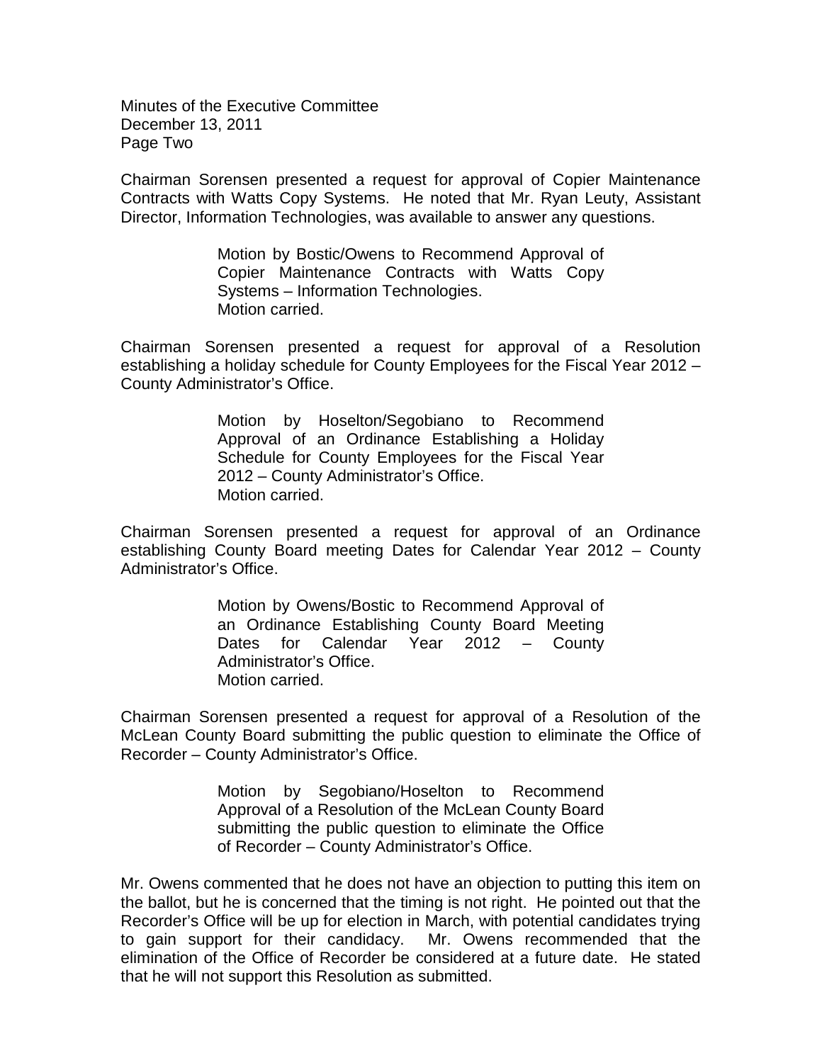Chairman Sorensen presented a request for approval of Copier Maintenance Contracts with Watts Copy Systems. He noted that Mr. Ryan Leuty, Assistant Director, Information Technologies, was available to answer any questions.

> Motion by Bostic/Owens to Recommend Approval of Copier Maintenance Contracts with Watts Copy Systems – Information Technologies.
> Motion carried.

Chairman Sorensen presented a request for approval of a Resolution establishing a holiday schedule for County Employees for the Fiscal Year 2012 – County Administrator's Office.

> Motion by Hoselton/Segobiano to Recommend Approval of an Ordinance Establishing a Holiday Schedule for County Employees for the Fiscal Year 2012 – County Administrator's Office.
> Motion carried.

Chairman Sorensen presented a request for approval of an Ordinance establishing County Board meeting Dates for Calendar Year 2012 – County Administrator's Office.

> Motion by Owens/Bostic to Recommend Approval of an Ordinance Establishing County Board Meeting Dates for Calendar Year 2012 – County Administrator's Office.
> Motion carried.

Chairman Sorensen presented a request for approval of a Resolution of the McLean County Board submitting the public question to eliminate the Office of Recorder – County Administrator's Office.

> Motion by Segobiano/Hoselton to Recommend Approval of a Resolution of the McLean County Board submitting the public question to eliminate the Office of Recorder – County Administrator's Office.

Mr. Owens commented that he does not have an objection to putting this item on the ballot, but he is concerned that the timing is not right. He pointed out that the Recorder's Office will be up for election in March, with potential candidates trying to gain support for their candidacy. Mr. Owens recommended that the elimination of the Office of Recorder be considered at a future date. He stated that he will not support this Resolution as submitted.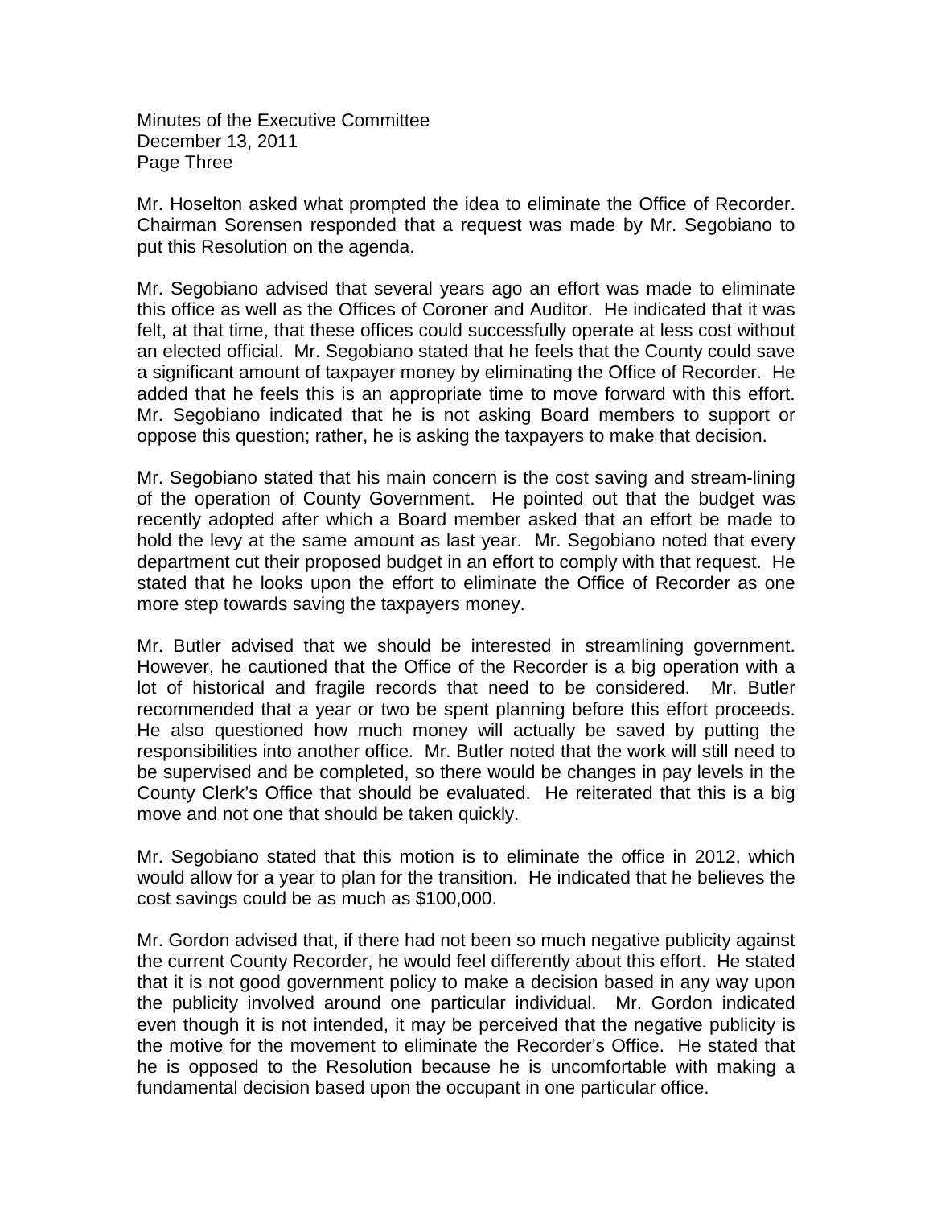Mr. Hoselton asked what prompted the idea to eliminate the Office of Recorder. Chairman Sorensen responded that a request was made by Mr. Segobiano to put this Resolution on the agenda.

Mr. Segobiano advised that several years ago an effort was made to eliminate this office as well as the Offices of Coroner and Auditor. He indicated that it was felt, at that time, that these offices could successfully operate at less cost without an elected official. Mr. Segobiano stated that he feels that the County could save a significant amount of taxpayer money by eliminating the Office of Recorder. He added that he feels this is an appropriate time to move forward with this effort. Mr. Segobiano indicated that he is not asking Board members to support or oppose this question; rather, he is asking the taxpayers to make that decision.

Mr. Segobiano stated that his main concern is the cost saving and stream-lining of the operation of County Government. He pointed out that the budget was recently adopted after which a Board member asked that an effort be made to hold the levy at the same amount as last year. Mr. Segobiano noted that every department cut their proposed budget in an effort to comply with that request. He stated that he looks upon the effort to eliminate the Office of Recorder as one more step towards saving the taxpayers money.

Mr. Butler advised that we should be interested in streamlining government. However, he cautioned that the Office of the Recorder is a big operation with a lot of historical and fragile records that need to be considered. Mr. Butler recommended that a year or two be spent planning before this effort proceeds. He also questioned how much money will actually be saved by putting the responsibilities into another office. Mr. Butler noted that the work will still need to be supervised and be completed, so there would be changes in pay levels in the County Clerk's Office that should be evaluated. He reiterated that this is a big move and not one that should be taken quickly.

Mr. Segobiano stated that this motion is to eliminate the office in 2012, which would allow for a year to plan for the transition. He indicated that he believes the cost savings could be as much as $100,000.

Mr. Gordon advised that, if there had not been so much negative publicity against the current County Recorder, he would feel differently about this effort. He stated that it is not good government policy to make a decision based in any way upon the publicity involved around one particular individual. Mr. Gordon indicated even though it is not intended, it may be perceived that the negative publicity is the motive for the movement to eliminate the Recorder's Office. He stated that he is opposed to the Resolution because he is uncomfortable with making a fundamental decision based upon the occupant in one particular office.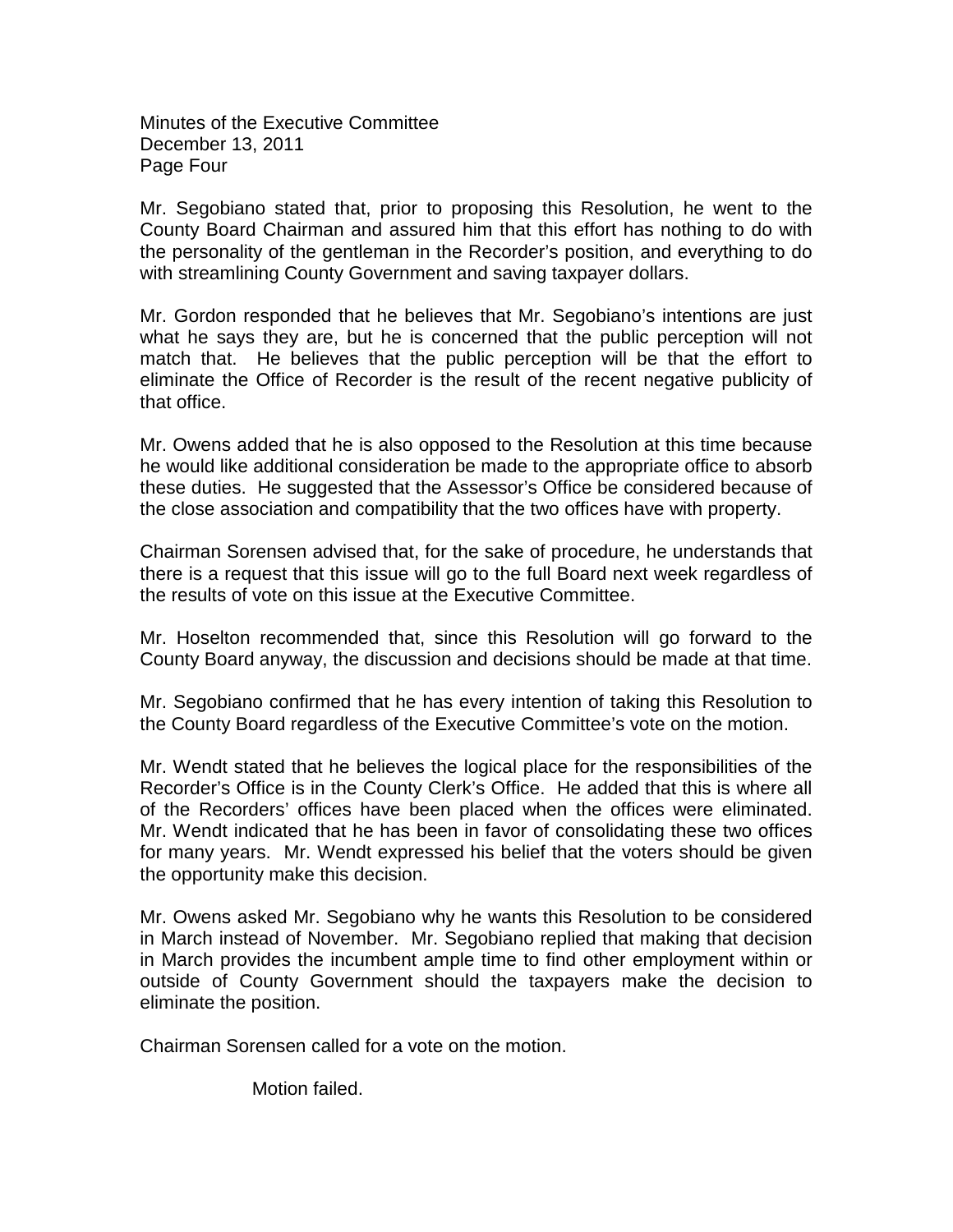Mr. Segobiano stated that, prior to proposing this Resolution, he went to the County Board Chairman and assured him that this effort has nothing to do with the personality of the gentleman in the Recorder's position, and everything to do with streamlining County Government and saving taxpayer dollars.

Mr. Gordon responded that he believes that Mr. Segobiano's intentions are just what he says they are, but he is concerned that the public perception will not match that. He believes that the public perception will be that the effort to eliminate the Office of Recorder is the result of the recent negative publicity of that office.

Mr. Owens added that he is also opposed to the Resolution at this time because he would like additional consideration be made to the appropriate office to absorb these duties. He suggested that the Assessor's Office be considered because of the close association and compatibility that the two offices have with property.

Chairman Sorensen advised that, for the sake of procedure, he understands that there is a request that this issue will go to the full Board next week regardless of the results of vote on this issue at the Executive Committee.

Mr. Hoselton recommended that, since this Resolution will go forward to the County Board anyway, the discussion and decisions should be made at that time.

Mr. Segobiano confirmed that he has every intention of taking this Resolution to the County Board regardless of the Executive Committee's vote on the motion.

Mr. Wendt stated that he believes the logical place for the responsibilities of the Recorder's Office is in the County Clerk's Office. He added that this is where all of the Recorders' offices have been placed when the offices were eliminated. Mr. Wendt indicated that he has been in favor of consolidating these two offices for many years. Mr. Wendt expressed his belief that the voters should be given the opportunity make this decision.

Mr. Owens asked Mr. Segobiano why he wants this Resolution to be considered in March instead of November. Mr. Segobiano replied that making that decision in March provides the incumbent ample time to find other employment within or outside of County Government should the taxpayers make the decision to eliminate the position.

Chairman Sorensen called for a vote on the motion.

Motion failed.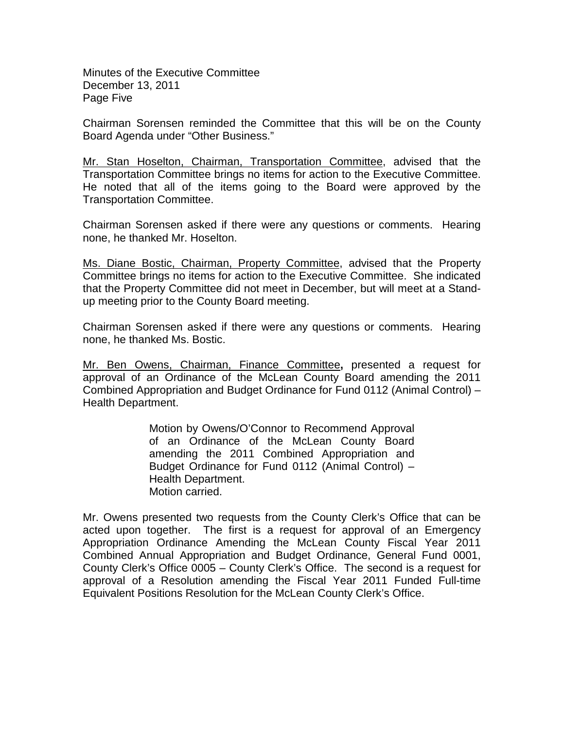Chairman Sorensen reminded the Committee that this will be on the County Board Agenda under "Other Business."

Mr. Stan Hoselton, Chairman, Transportation Committee, advised that the Transportation Committee brings no items for action to the Executive Committee. He noted that all of the items going to the Board were approved by the Transportation Committee.

Chairman Sorensen asked if there were any questions or comments. Hearing none, he thanked Mr. Hoselton.

Ms. Diane Bostic, Chairman, Property Committee, advised that the Property Committee brings no items for action to the Executive Committee. She indicated that the Property Committee did not meet in December, but will meet at a Stand-up meeting prior to the County Board meeting.

Chairman Sorensen asked if there were any questions or comments. Hearing none, he thanked Ms. Bostic.

Mr. Ben Owens, Chairman, Finance Committee**,** presented a request for approval of an Ordinance of the McLean County Board amending the 2011 Combined Appropriation and Budget Ordinance for Fund 0112 (Animal Control) – Health Department.

> Motion by Owens/O'Connor to Recommend Approval of an Ordinance of the McLean County Board amending the 2011 Combined Appropriation and Budget Ordinance for Fund 0112 (Animal Control) – Health Department.
> Motion carried.

Mr. Owens presented two requests from the County Clerk's Office that can be acted upon together. The first is a request for approval of an Emergency Appropriation Ordinance Amending the McLean County Fiscal Year 2011 Combined Annual Appropriation and Budget Ordinance, General Fund 0001, County Clerk's Office 0005 – County Clerk's Office. The second is a request for approval of a Resolution amending the Fiscal Year 2011 Funded Full-time Equivalent Positions Resolution for the McLean County Clerk's Office.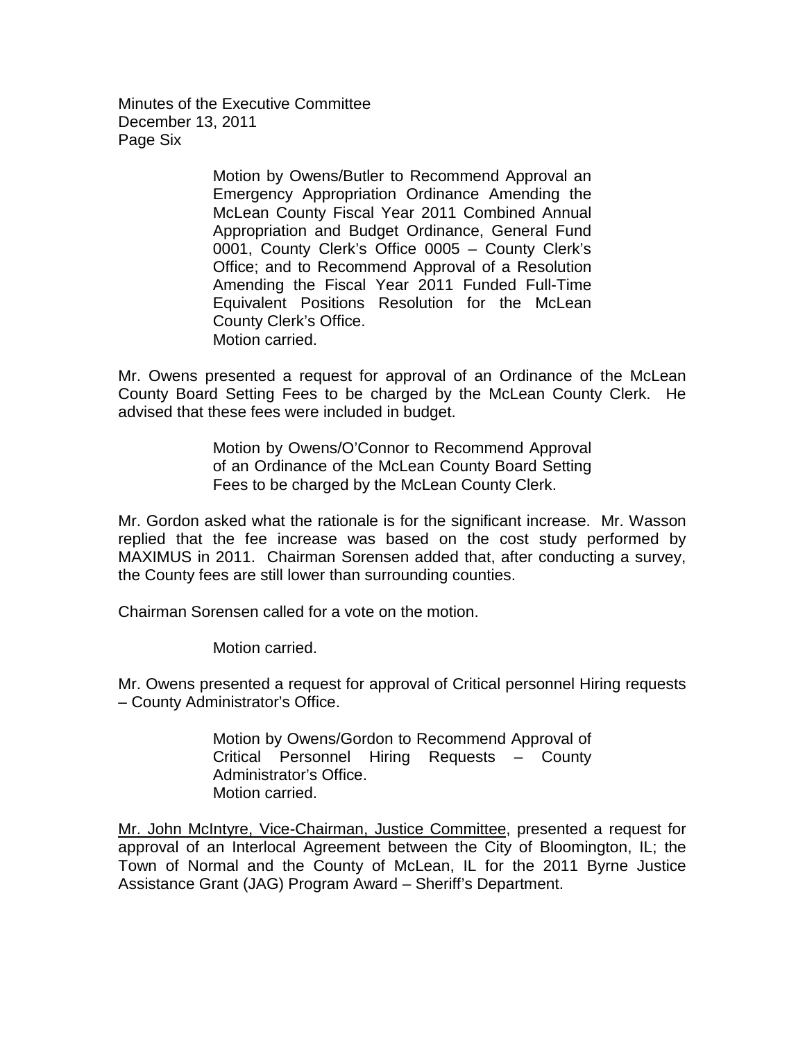Motion by Owens/Butler to Recommend Approval an Emergency Appropriation Ordinance Amending the McLean County Fiscal Year 2011 Combined Annual Appropriation and Budget Ordinance, General Fund 0001, County Clerk's Office 0005 – County Clerk's Office; and to Recommend Approval of a Resolution Amending the Fiscal Year 2011 Funded Full-Time Equivalent Positions Resolution for the McLean County Clerk's Office.
Motion carried.

Mr. Owens presented a request for approval of an Ordinance of the McLean County Board Setting Fees to be charged by the McLean County Clerk. He advised that these fees were included in budget.

> Motion by Owens/O'Connor to Recommend Approval of an Ordinance of the McLean County Board Setting Fees to be charged by the McLean County Clerk.

Mr. Gordon asked what the rationale is for the significant increase. Mr. Wasson replied that the fee increase was based on the cost study performed by MAXIMUS in 2011. Chairman Sorensen added that, after conducting a survey, the County fees are still lower than surrounding counties.

Chairman Sorensen called for a vote on the motion.

> Motion carried.

Mr. Owens presented a request for approval of Critical personnel Hiring requests – County Administrator's Office.

> Motion by Owens/Gordon to Recommend Approval of Critical Personnel Hiring Requests – County Administrator's Office.
> Motion carried.

Mr. John McIntyre, Vice-Chairman, Justice Committee, presented a request for approval of an Interlocal Agreement between the City of Bloomington, IL; the Town of Normal and the County of McLean, IL for the 2011 Byrne Justice Assistance Grant (JAG) Program Award – Sheriff's Department.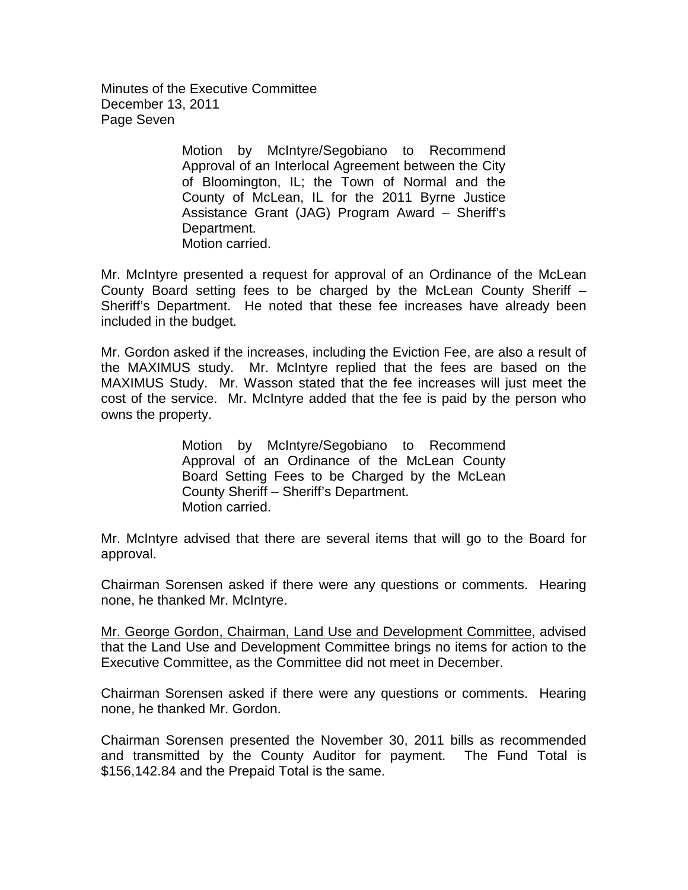> Motion by McIntyre/Segobiano to Recommend Approval of an Interlocal Agreement between the City of Bloomington, IL; the Town of Normal and the County of McLean, IL for the 2011 Byrne Justice Assistance Grant (JAG) Program Award – Sheriff's Department.
> Motion carried.

Mr. McIntyre presented a request for approval of an Ordinance of the McLean County Board setting fees to be charged by the McLean County Sheriff – Sheriff's Department. He noted that these fee increases have already been included in the budget.

Mr. Gordon asked if the increases, including the Eviction Fee, are also a result of the MAXIMUS study. Mr. McIntyre replied that the fees are based on the MAXIMUS Study. Mr. Wasson stated that the fee increases will just meet the cost of the service. Mr. McIntyre added that the fee is paid by the person who owns the property.

> Motion by McIntyre/Segobiano to Recommend Approval of an Ordinance of the McLean County Board Setting Fees to be Charged by the McLean County Sheriff – Sheriff's Department.
> Motion carried.

Mr. McIntyre advised that there are several items that will go to the Board for approval.

Chairman Sorensen asked if there were any questions or comments. Hearing none, he thanked Mr. McIntyre.

Mr. George Gordon, Chairman, Land Use and Development Committee, advised that the Land Use and Development Committee brings no items for action to the Executive Committee, as the Committee did not meet in December.

Chairman Sorensen asked if there were any questions or comments. Hearing none, he thanked Mr. Gordon.

Chairman Sorensen presented the November 30, 2011 bills as recommended and transmitted by the County Auditor for payment. The Fund Total is $156,142.84 and the Prepaid Total is the same.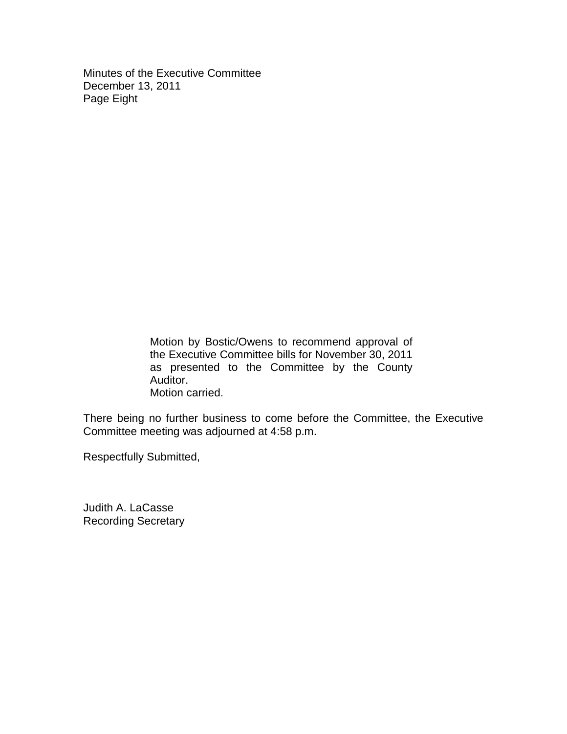Motion by Bostic/Owens to recommend approval of the Executive Committee bills for November 30, 2011 as presented to the Committee by the County Auditor.
Motion carried.

There being no further business to come before the Committee, the Executive Committee meeting was adjourned at 4:58 p.m.

Respectfully Submitted,

Judith A. LaCasse
Recording Secretary